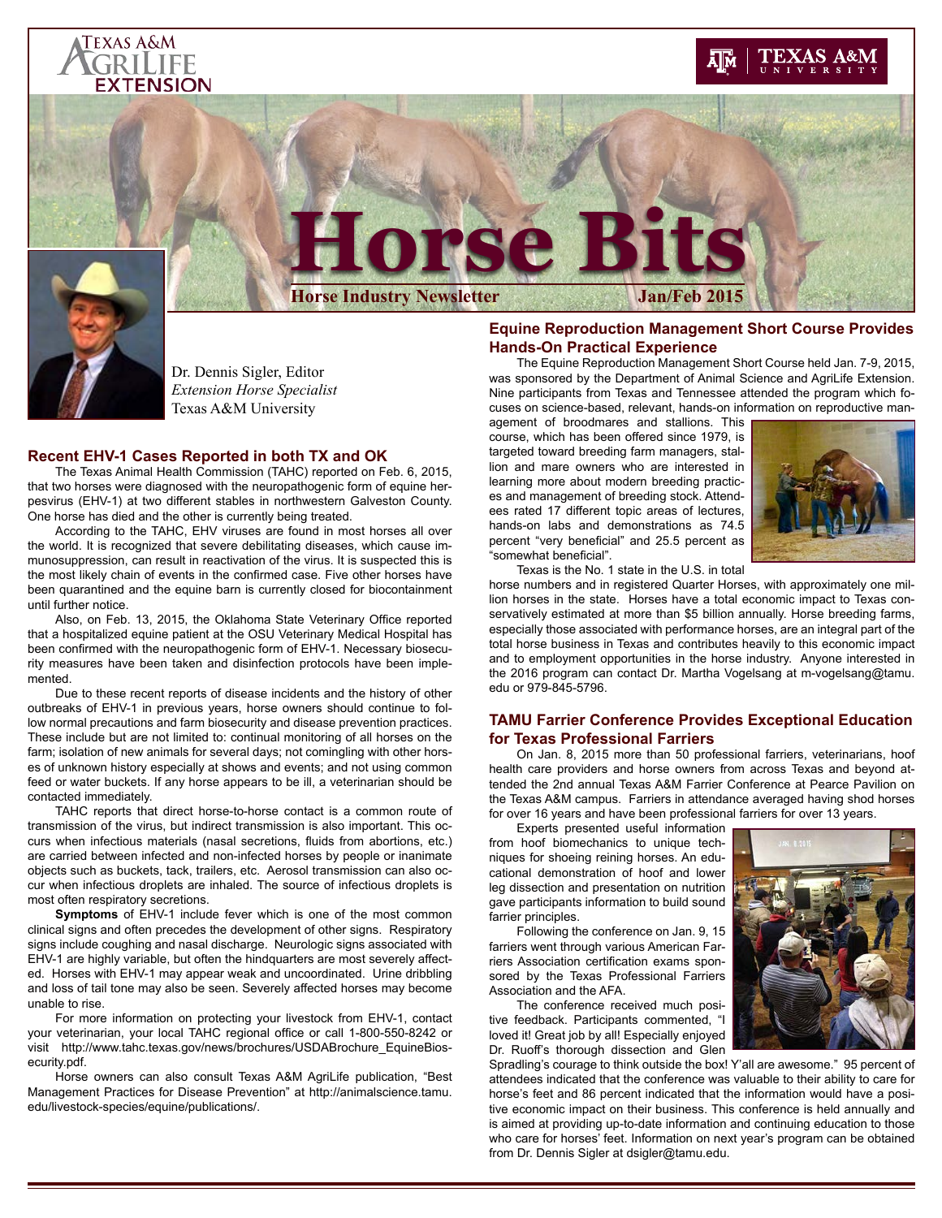# Horse Bits

**Horse Industry Newsletter** **Jan/Feb 2015**

Dr. Dennis Sigler, Editor
*Extension Horse Specialist*
Texas A&M University

## Recent EHV-1 Cases Reported in both TX and OK

The Texas Animal Health Commission (TAHC) reported on Feb. 6, 2015, that two horses were diagnosed with the neuropathogenic form of equine herpesvirus (EHV-1) at two different stables in northwestern Galveston County. One horse has died and the other is currently being treated.

According to the TAHC, EHV viruses are found in most horses all over the world. It is recognized that severe debilitating diseases, which cause immunosuppression, can result in reactivation of the virus. It is suspected this is the most likely chain of events in the confirmed case. Five other horses have been quarantined and the equine barn is currently closed for biocontainment until further notice.

Also, on Feb. 13, 2015, the Oklahoma State Veterinary Office reported that a hospitalized equine patient at the OSU Veterinary Medical Hospital has been confirmed with the neuropathogenic form of EHV-1. Necessary biosecurity measures have been taken and disinfection protocols have been implemented.

Due to these recent reports of disease incidents and the history of other outbreaks of EHV-1 in previous years, horse owners should continue to follow normal precautions and farm biosecurity and disease prevention practices. These include but are not limited to: continual monitoring of all horses on the farm; isolation of new animals for several days; not comingling with other horses of unknown history especially at shows and events; and not using common feed or water buckets. If any horse appears to be ill, a veterinarian should be contacted immediately.

TAHC reports that direct horse-to-horse contact is a common route of transmission of the virus, but indirect transmission is also important. This occurs when infectious materials (nasal secretions, fluids from abortions, etc.) are carried between infected and non-infected horses by people or inanimate objects such as buckets, tack, trailers, etc. Aerosol transmission can also occur when infectious droplets are inhaled. The source of infectious droplets is most often respiratory secretions.

**Symptoms** of EHV-1 include fever which is one of the most common clinical signs and often precedes the development of other signs. Respiratory signs include coughing and nasal discharge. Neurologic signs associated with EHV-1 are highly variable, but often the hindquarters are most severely affected. Horses with EHV-1 may appear weak and uncoordinated. Urine dribbling and loss of tail tone may also be seen. Severely affected horses may become unable to rise.

For more information on protecting your livestock from EHV-1, contact your veterinarian, your local TAHC regional office or call 1-800-550-8242 or visit http://www.tahc.texas.gov/news/brochures/USDABrochure_EquineBiosecurity.pdf.

Horse owners can also consult Texas A&M AgriLife publication, "Best Management Practices for Disease Prevention" at http://animalscience.tamu.edu/livestock-species/equine/publications/.

## Equine Reproduction Management Short Course Provides Hands-On Practical Experience

The Equine Reproduction Management Short Course held Jan. 7-9, 2015, was sponsored by the Department of Animal Science and AgriLife Extension. Nine participants from Texas and Tennessee attended the program which focuses on science-based, relevant, hands-on information on reproductive management of broodmares and stallions. This course, which has been offered since 1979, is targeted toward breeding farm managers, stallion and mare owners who are interested in learning more about modern breeding practices and management of breeding stock. Attendees rated 17 different topic areas of lectures, hands-on labs and demonstrations as 74.5 percent "very beneficial" and 25.5 percent as "somewhat beneficial".

Texas is the No. 1 state in the U.S. in total horse numbers and in registered Quarter Horses, with approximately one million horses in the state. Horses have a total economic impact to Texas conservatively estimated at more than $5 billion annually. Horse breeding farms, especially those associated with performance horses, are an integral part of the total horse business in Texas and contributes heavily to this economic impact and to employment opportunities in the horse industry. Anyone interested in the 2016 program can contact Dr. Martha Vogelsang at m-vogelsang@tamu.edu or 979-845-5796.

## TAMU Farrier Conference Provides Exceptional Education for Texas Professional Farriers

On Jan. 8, 2015 more than 50 professional farriers, veterinarians, hoof health care providers and horse owners from across Texas and beyond attended the 2nd annual Texas A&M Farrier Conference at Pearce Pavilion on the Texas A&M campus. Farriers in attendance averaged having shod horses for over 16 years and have been professional farriers for over 13 years.

Experts presented useful information from hoof biomechanics to unique techniques for shoeing reining horses. An educational demonstration of hoof and lower leg dissection and presentation on nutrition gave participants information to build sound farrier principles.

Following the conference on Jan. 9, 15 farriers went through various American Farriers Association certification exams sponsored by the Texas Professional Farriers Association and the AFA.

The conference received much positive feedback. Participants commented, "I loved it! Great job by all! Especially enjoyed Dr. Ruoff's thorough dissection and Glen Spradling's courage to think outside the box! Y'all are awesome." 95 percent of attendees indicated that the conference was valuable to their ability to care for horse's feet and 86 percent indicated that the information would have a positive economic impact on their business. This conference is held annually and is aimed at providing up-to-date information and continuing education to those who care for horses' feet. Information on next year's program can be obtained from Dr. Dennis Sigler at dsigler@tamu.edu.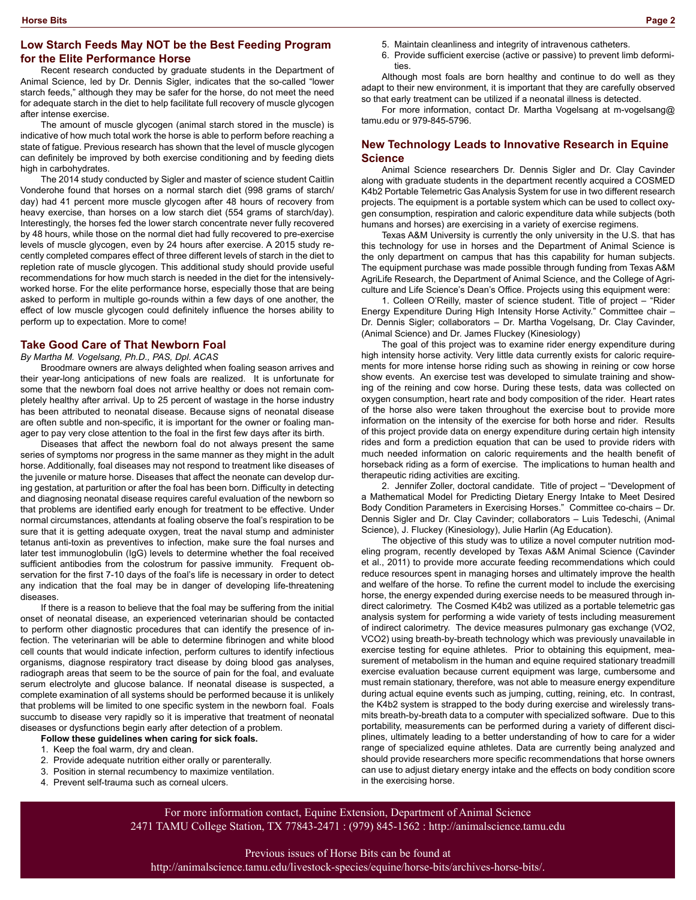## Low Starch Feeds May NOT be the Best Feeding Program for the Elite Performance Horse

Recent research conducted by graduate students in the Department of Animal Science, led by Dr. Dennis Sigler, indicates that the so-called "lower starch feeds," although they may be safer for the horse, do not meet the need for adequate starch in the diet to help facilitate full recovery of muscle glycogen after intense exercise.

The amount of muscle glycogen (animal starch stored in the muscle) is indicative of how much total work the horse is able to perform before reaching a state of fatigue. Previous research has shown that the level of muscle glycogen can definitely be improved by both exercise conditioning and by feeding diets high in carbohydrates.

The 2014 study conducted by Sigler and master of science student Caitlin Vonderohe found that horses on a normal starch diet (998 grams of starch/day) had 41 percent more muscle glycogen after 48 hours of recovery from heavy exercise, than horses on a low starch diet (554 grams of starch/day). Interestingly, the horses fed the lower starch concentrate never fully recovered by 48 hours, while those on the normal diet had fully recovered to pre-exercise levels of muscle glycogen, even by 24 hours after exercise. A 2015 study recently completed compares effect of three different levels of starch in the diet to repletion rate of muscle glycogen. This additional study should provide useful recommendations for how much starch is needed in the diet for the intensively-worked horse. For the elite performance horse, especially those that are being asked to perform in multiple go-rounds within a few days of one another, the effect of low muscle glycogen could definitely influence the horses ability to perform up to expectation. More to come!

## Take Good Care of That Newborn Foal

*By Martha M. Vogelsang, Ph.D., PAS, Dpl. ACAS*

Broodmare owners are always delighted when foaling season arrives and their year-long anticipations of new foals are realized. It is unfortunate for some that the newborn foal does not arrive healthy or does not remain completely healthy after arrival. Up to 25 percent of wastage in the horse industry has been attributed to neonatal disease. Because signs of neonatal disease are often subtle and non-specific, it is important for the owner or foaling manager to pay very close attention to the foal in the first few days after its birth.

Diseases that affect the newborn foal do not always present the same series of symptoms nor progress in the same manner as they might in the adult horse. Additionally, foal diseases may not respond to treatment like diseases of the juvenile or mature horse. Diseases that affect the neonate can develop during gestation, at parturition or after the foal has been born. Difficulty in detecting and diagnosing neonatal disease requires careful evaluation of the newborn so that problems are identified early enough for treatment to be effective. Under normal circumstances, attendants at foaling observe the foal's respiration to be sure that it is getting adequate oxygen, treat the naval stump and administer tetanus anti-toxin as preventives to infection, make sure the foal nurses and later test immunoglobulin (IgG) levels to determine whether the foal received sufficient antibodies from the colostrum for passive immunity. Frequent observation for the first 7-10 days of the foal's life is necessary in order to detect any indication that the foal may be in danger of developing life-threatening diseases.

If there is a reason to believe that the foal may be suffering from the initial onset of neonatal disease, an experienced veterinarian should be contacted to perform other diagnostic procedures that can identify the presence of infection. The veterinarian will be able to determine fibrinogen and white blood cell counts that would indicate infection, perform cultures to identify infectious organisms, diagnose respiratory tract disease by doing blood gas analyses, radiograph areas that seem to be the source of pain for the foal, and evaluate serum electrolyte and glucose balance. If neonatal disease is suspected, a complete examination of all systems should be performed because it is unlikely that problems will be limited to one specific system in the newborn foal. Foals succumb to disease very rapidly so it is imperative that treatment of neonatal diseases or dysfunctions begin early after detection of a problem.

**Follow these guidelines when caring for sick foals.**

1. Keep the foal warm, dry and clean.
2. Provide adequate nutrition either orally or parenterally.
3. Position in sternal recumbency to maximize ventilation.
4. Prevent self-trauma such as corneal ulcers.
5. Maintain cleanliness and integrity of intravenous catheters.
6. Provide sufficient exercise (active or passive) to prevent limb deformities.

Although most foals are born healthy and continue to do well as they adapt to their new environment, it is important that they are carefully observed so that early treatment can be utilized if a neonatal illness is detected.

For more information, contact Dr. Martha Vogelsang at m-vogelsang@tamu.edu or 979-845-5796.

## New Technology Leads to Innovative Research in Equine Science

Animal Science researchers Dr. Dennis Sigler and Dr. Clay Cavinder along with graduate students in the department recently acquired a COSMED K4b2 Portable Telemetric Gas Analysis System for use in two different research projects. The equipment is a portable system which can be used to collect oxygen consumption, respiration and caloric expenditure data while subjects (both humans and horses) are exercising in a variety of exercise regimens.

Texas A&M University is currently the only university in the U.S. that has this technology for use in horses and the Department of Animal Science is the only department on campus that has this capability for human subjects. The equipment purchase was made possible through funding from Texas A&M AgriLife Research, the Department of Animal Science, and the College of Agriculture and Life Science's Dean's Office. Projects using this equipment were:

1. Colleen O'Reilly, master of science student. Title of project – "Rider Energy Expenditure During High Intensity Horse Activity." Committee chair – Dr. Dennis Sigler; collaborators – Dr. Martha Vogelsang, Dr. Clay Cavinder, (Animal Science) and Dr. James Fluckey (Kinesiology)

The goal of this project was to examine rider energy expenditure during high intensity horse activity. Very little data currently exists for caloric requirements for more intense horse riding such as showing in reining or cow horse show events. An exercise test was developed to simulate training and showing of the reining and cow horse. During these tests, data was collected on oxygen consumption, heart rate and body composition of the rider. Heart rates of the horse also were taken throughout the exercise bout to provide more information on the intensity of the exercise for both horse and rider. Results of this project provide data on energy expenditure during certain high intensity rides and form a prediction equation that can be used to provide riders with much needed information on caloric requirements and the health benefit of horseback riding as a form of exercise. The implications to human health and therapeutic riding activities are exciting.

2. Jennifer Zoller, doctoral candidate. Title of project – "Development of a Mathematical Model for Predicting Dietary Energy Intake to Meet Desired Body Condition Parameters in Exercising Horses." Committee co-chairs – Dr. Dennis Sigler and Dr. Clay Cavinder; collaborators – Luis Tedeschi, (Animal Science), J. Fluckey (Kinesiology), Julie Harlin (Ag Education).

The objective of this study was to utilize a novel computer nutrition modeling program, recently developed by Texas A&M Animal Science (Cavinder et al., 2011) to provide more accurate feeding recommendations which could reduce resources spent in managing horses and ultimately improve the health and welfare of the horse. To refine the current model to include the exercising horse, the energy expended during exercise needs to be measured through indirect calorimetry. The Cosmed K4b2 was utilized as a portable telemetric gas analysis system for performing a wide variety of tests including measurement of indirect calorimetry. The device measures pulmonary gas exchange ($VO_2$, $VCO_2$) using breath-by-breath technology which was previously unavailable in exercise testing for equine athletes. Prior to obtaining this equipment, measurement of metabolism in the human and equine required stationary treadmill exercise evaluation because current equipment was large, cumbersome and must remain stationary, therefore, was not able to measure energy expenditure during actual equine events such as jumping, cutting, reining, etc. In contrast, the K4b2 system is strapped to the body during exercise and wirelessly transmits breath-by-breath data to a computer with specialized software. Due to this portability, measurements can be performed during a variety of different disciplines, ultimately leading to a better understanding of how to care for a wider range of specialized equine athletes. Data are currently being analyzed and should provide researchers more specific recommendations that horse owners can use to adjust dietary energy intake and the effects on body condition score in the exercising horse.

For more information contact, Equine Extension, Department of Animal Science
2471 TAMU College Station, TX 77843-2471 : (979) 845-1562 : http://animalscience.tamu.edu

Previous issues of Horse Bits can be found at
http://animalscience.tamu.edu/livestock-species/equine/horse-bits/archives-horse-bits/.